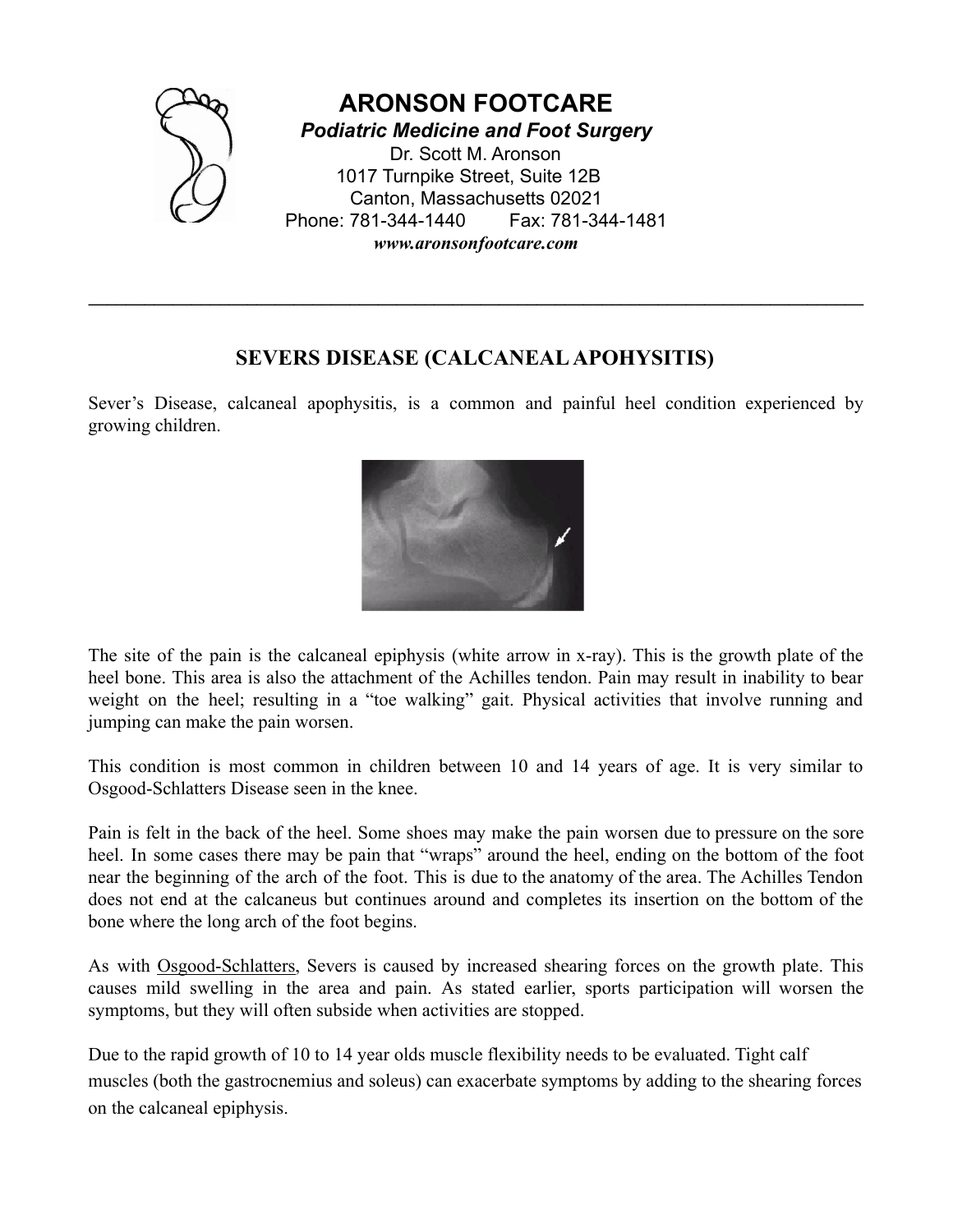# ARONSON FOOTCARE

***Podiatric Medicine and Foot Surgery***

Dr. Scott M. Aronson
1017 Turnpike Street, Suite 12B
Canton, Massachusetts 02021
Phone: 781-344-1440 Fax: 781-344-1481
***www.aronsonfootcare.com***

---

## SEVERS DISEASE (CALCANEAL APOHYSITIS)

Sever's Disease, calcaneal apophysitis, is a common and painful heel condition experienced by growing children.

The site of the pain is the calcaneal epiphysis (white arrow in x-ray). This is the growth plate of the heel bone. This area is also the attachment of the Achilles tendon. Pain may result in inability to bear weight on the heel; resulting in a "toe walking" gait. Physical activities that involve running and jumping can make the pain worsen.

This condition is most common in children between 10 and 14 years of age. It is very similar to Osgood-Schlatters Disease seen in the knee.

Pain is felt in the back of the heel. Some shoes may make the pain worsen due to pressure on the sore heel. In some cases there may be pain that "wraps" around the heel, ending on the bottom of the foot near the beginning of the arch of the foot. This is due to the anatomy of the area. The Achilles Tendon does not end at the calcaneus but continues around and completes its insertion on the bottom of the bone where the long arch of the foot begins.

As with Osgood-Schlatters, Severs is caused by increased shearing forces on the growth plate. This causes mild swelling in the area and pain. As stated earlier, sports participation will worsen the symptoms, but they will often subside when activities are stopped.

Due to the rapid growth of 10 to 14 year olds muscle flexibility needs to be evaluated. Tight calf muscles (both the gastrocnemius and soleus) can exacerbate symptoms by adding to the shearing forces on the calcaneal epiphysis.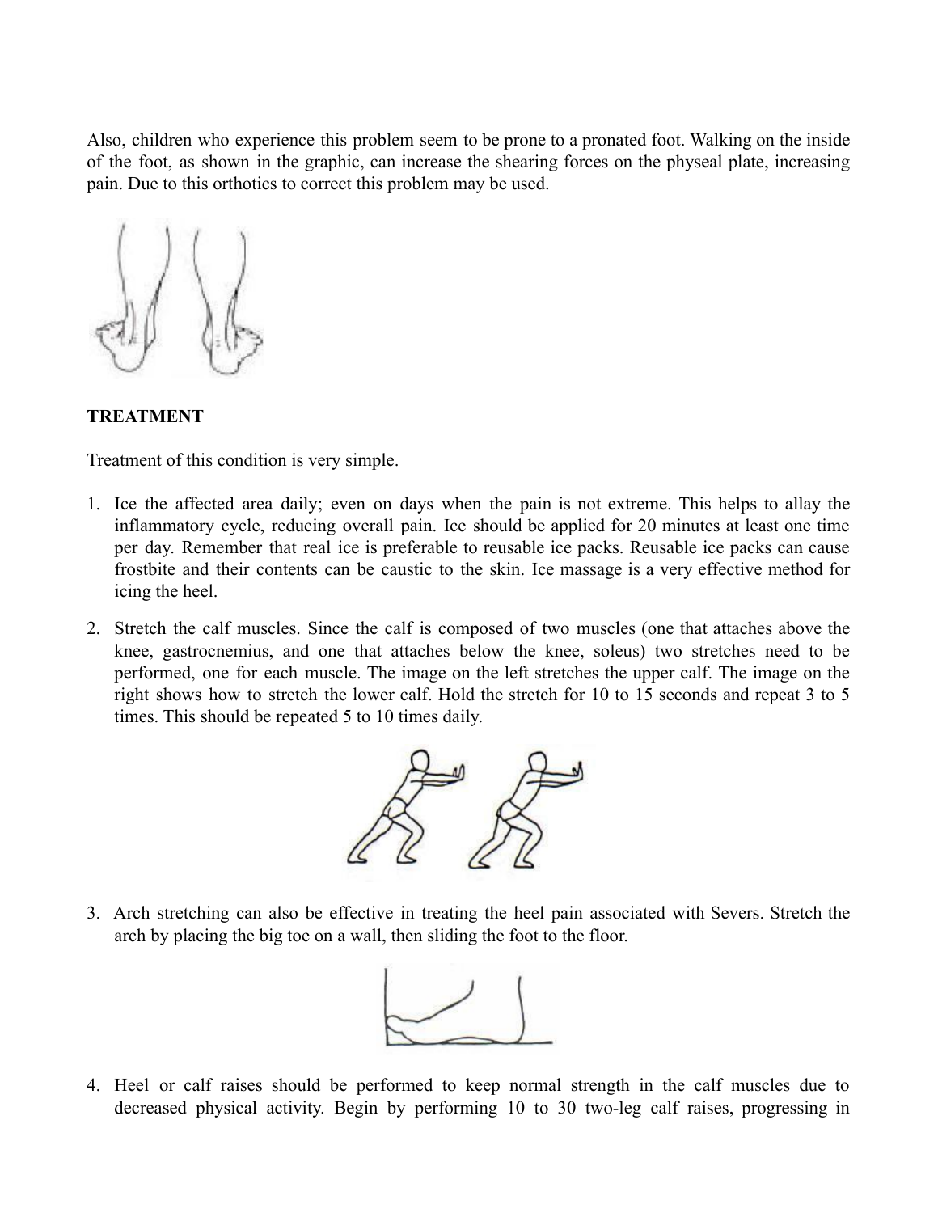Also, children who experience this problem seem to be prone to a pronated foot. Walking on the inside of the foot, as shown in the graphic, can increase the shearing forces on the physeal plate, increasing pain. Due to this orthotics to correct this problem may be used.

**TREATMENT**

Treatment of this condition is very simple.

1. Ice the affected area daily; even on days when the pain is not extreme. This helps to allay the inflammatory cycle, reducing overall pain. Ice should be applied for 20 minutes at least one time per day. Remember that real ice is preferable to reusable ice packs. Reusable ice packs can cause frostbite and their contents can be caustic to the skin. Ice massage is a very effective method for icing the heel.

2. Stretch the calf muscles. Since the calf is composed of two muscles (one that attaches above the knee, gastrocnemius, and one that attaches below the knee, soleus) two stretches need to be performed, one for each muscle. The image on the left stretches the upper calf. The image on the right shows how to stretch the lower calf. Hold the stretch for 10 to 15 seconds and repeat 3 to 5 times. This should be repeated 5 to 10 times daily.

3. Arch stretching can also be effective in treating the heel pain associated with Severs. Stretch the arch by placing the big toe on a wall, then sliding the foot to the floor.

4. Heel or calf raises should be performed to keep normal strength in the calf muscles due to decreased physical activity. Begin by performing 10 to 30 two-leg calf raises, progressing in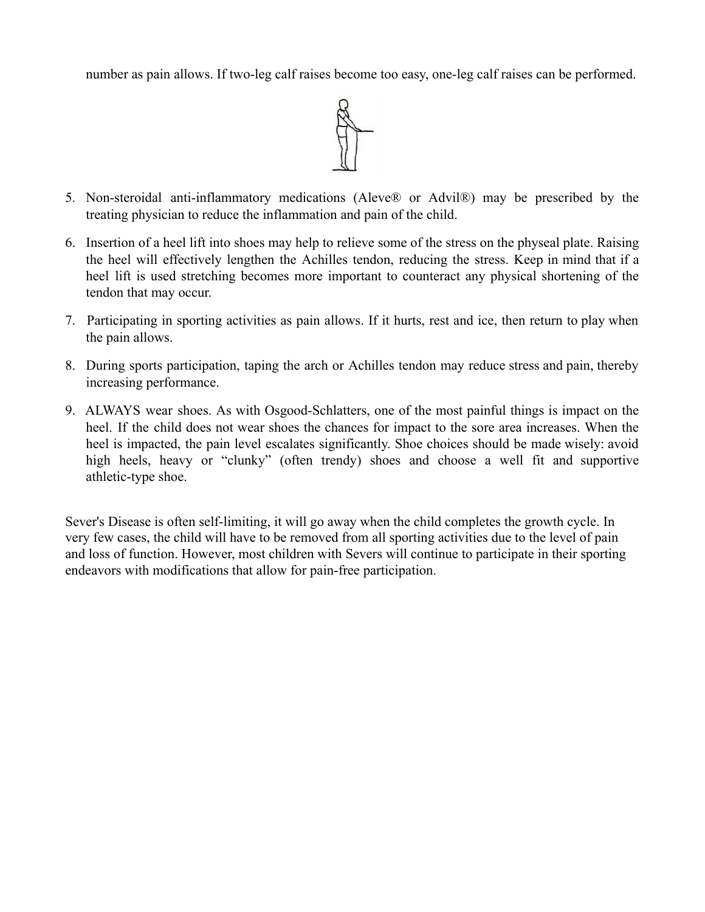number as pain allows. If two-leg calf raises become too easy, one-leg calf raises can be performed.

5. Non-steroidal anti-inflammatory medications (Aleve® or Advil®) may be prescribed by the treating physician to reduce the inflammation and pain of the child.
6. Insertion of a heel lift into shoes may help to relieve some of the stress on the physeal plate. Raising the heel will effectively lengthen the Achilles tendon, reducing the stress. Keep in mind that if a heel lift is used stretching becomes more important to counteract any physical shortening of the tendon that may occur.
7. Participating in sporting activities as pain allows. If it hurts, rest and ice, then return to play when the pain allows.
8. During sports participation, taping the arch or Achilles tendon may reduce stress and pain, thereby increasing performance.
9. ALWAYS wear shoes. As with Osgood-Schlatters, one of the most painful things is impact on the heel. If the child does not wear shoes the chances for impact to the sore area increases. When the heel is impacted, the pain level escalates significantly. Shoe choices should be made wisely: avoid high heels, heavy or "clunky" (often trendy) shoes and choose a well fit and supportive athletic-type shoe.

Sever's Disease is often self-limiting, it will go away when the child completes the growth cycle. In very few cases, the child will have to be removed from all sporting activities due to the level of pain and loss of function. However, most children with Severs will continue to participate in their sporting endeavors with modifications that allow for pain-free participation.